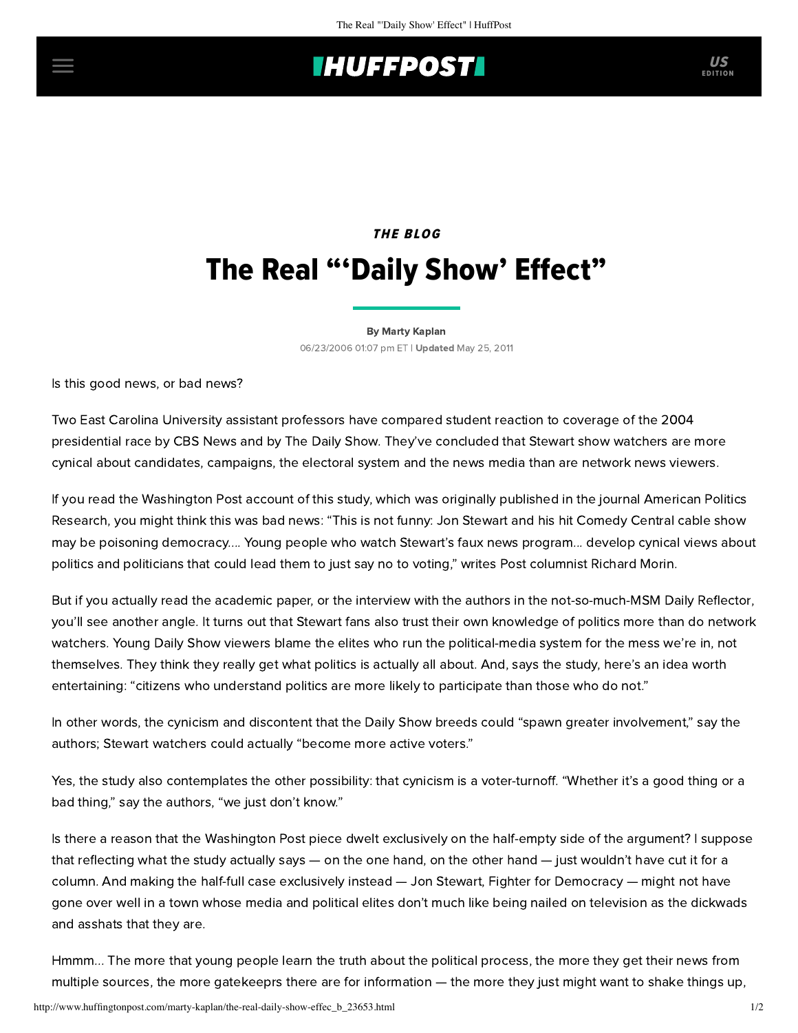THE BLOG

# The Real "'Daily Show' Effect"

By Marty Kaplan

06/23/2006 01:07 pm ET | **Updated** May 25, 2011

Is this good news, or bad news?

Two East Carolina University assistant professors have compared student reaction to coverage of the 2004 presidential race by CBS News and by The Daily Show. They've concluded that Stewart show watchers are more cynical about candidates, campaigns, the electoral system and the news media than are network news viewers.

If you read the Washington Post account of this study, which was originally published in the journal American Politics Research, you might think this was bad news: "This is not funny: Jon Stewart and his hit Comedy Central cable show may be poisoning democracy.... Young people who watch Stewart's faux news program... develop cynical views about politics and politicians that could lead them to just say no to voting," writes Post columnist Richard Morin.

But if you actually read the academic paper, or the interview with the authors in the not-so-much-MSM Daily Reflector, you'll see another angle. It turns out that Stewart fans also trust their own knowledge of politics more than do network watchers. Young Daily Show viewers blame the elites who run the political-media system for the mess we're in, not themselves. They think they really get what politics is actually all about. And, says the study, here's an idea worth entertaining: "citizens who understand politics are more likely to participate than those who do not."

In other words, the cynicism and discontent that the Daily Show breeds could "spawn greater involvement," say the authors; Stewart watchers could actually "become more active voters."

Yes, the study also contemplates the other possibility: that cynicism is a voter-turnoff. "Whether it's a good thing or a bad thing," say the authors, "we just don't know."

Is there a reason that the Washington Post piece dwelt exclusively on the half-empty side of the argument? I suppose that reflecting what the study actually says — on the one hand, on the other hand — just wouldn't have cut it for a column. And making the half-full case exclusively instead — Jon Stewart, Fighter for Democracy — might not have gone over well in a town whose media and political elites don't much like being nailed on television as the dickwads and asshats that they are.

Hmmm... The more that young people learn the truth about the political process, the more they get their news from multiple sources, the more gatekeeprs there are for information — the more they just might want to shake things up,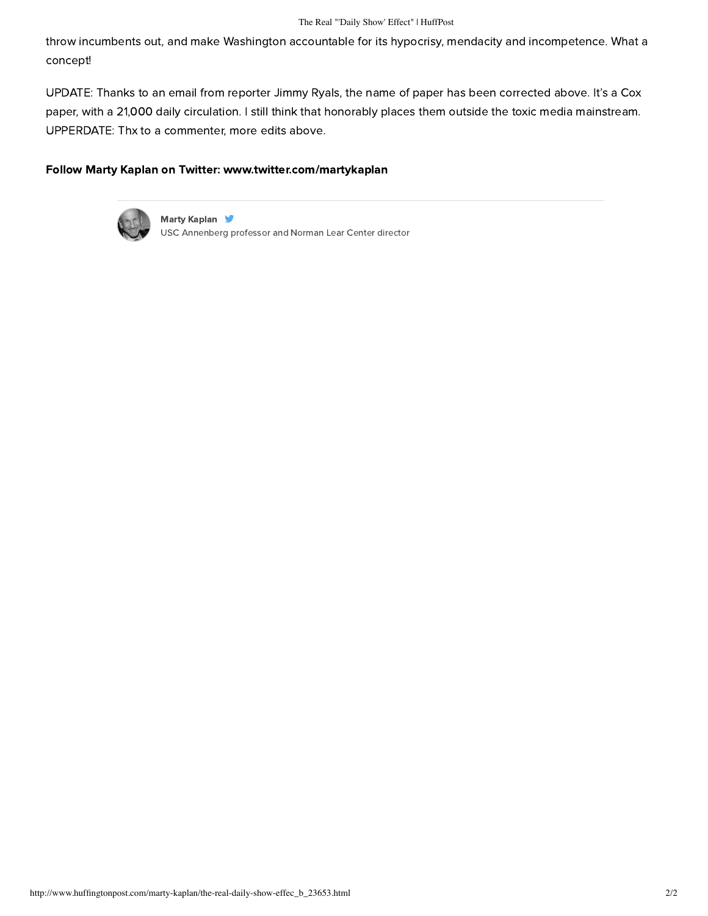throw incumbents out, and make Washington accountable for its hypocrisy, mendacity and incompetence. What a concept!

UPDATE: Thanks to an email from reporter Jimmy Ryals, the name of paper has been corrected above. It's a Cox paper, with a 21,000 daily circulation. I still think that honorably places them outside the toxic media mainstream. UPPERDATE: Thx to a commenter, more edits above.

**Follow Marty Kaplan on Twitter: www.twitter.com/martykaplan**

**Marty Kaplan**
USC Annenberg professor and Norman Lear Center director